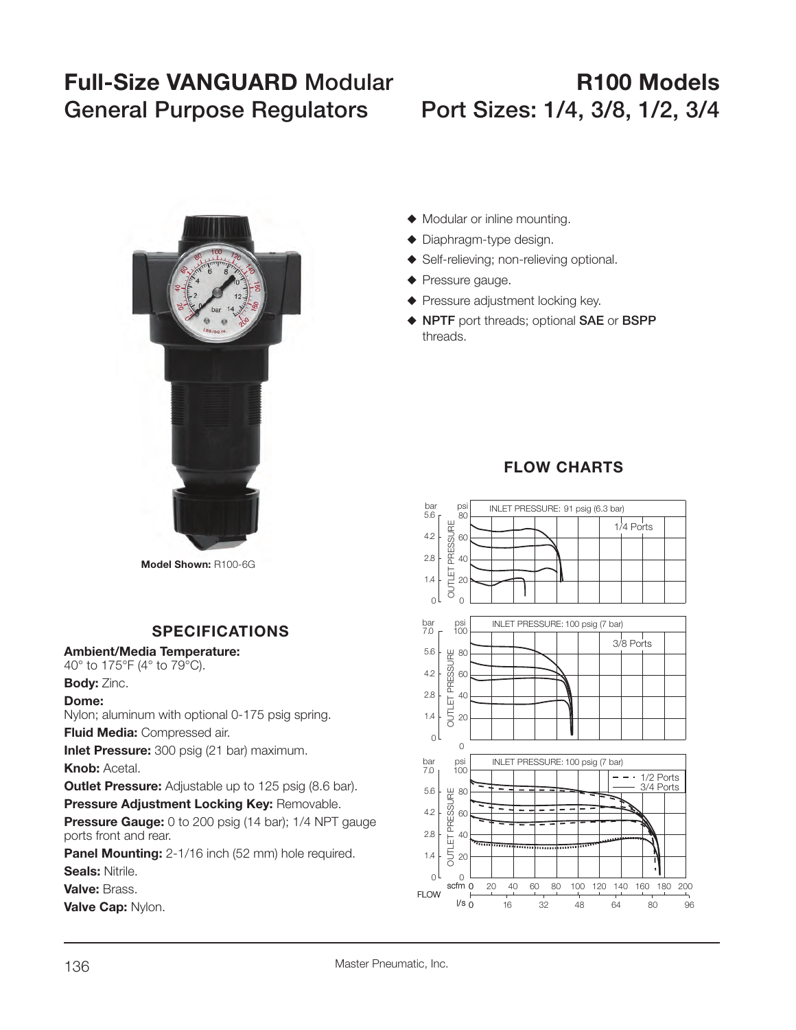# Full-Size VANGUARD Modular General Purpose Regulators

# R100 Models Port Sizes: 1/4, 3/8, 1/2, 3/4

**Model Shown:** R100-6G

- Modular or inline mounting.
- Diaphragm-type design.
- Self-relieving; non-relieving optional.
- Pressure gauge.
- Pressure adjustment locking key.
- **NPTF** port threads; optional **SAE** or **BSPP** threads.

## SPECIFICATIONS

**Ambient/Media Temperature:**
40° to 175°F (4° to 79°C).

**Body:** Zinc.

**Dome:**
Nylon; aluminum with optional 0-175 psig spring.

**Fluid Media:** Compressed air.

**Inlet Pressure:** 300 psig (21 bar) maximum.

**Knob:** Acetal.

**Outlet Pressure:** Adjustable up to 125 psig (8.6 bar).

**Pressure Adjustment Locking Key:** Removable.

**Pressure Gauge:** 0 to 200 psig (14 bar); 1/4 NPT gauge ports front and rear.

**Panel Mounting:** 2-1/16 inch (52 mm) hole required.

**Seals:** Nitrile.

**Valve:** Brass.

**Valve Cap:** Nylon.

## FLOW CHARTS

INLET PRESSURE: 91 psig (6.3 bar) — 1/4 Ports

INLET PRESSURE: 100 psig (7 bar) — 3/8 Ports

INLET PRESSURE: 100 psig (7 bar) — 1/2 Ports, 3/4 Ports

OUTLET PRESSURE (bar / psi) vs. FLOW (scfm / l/s)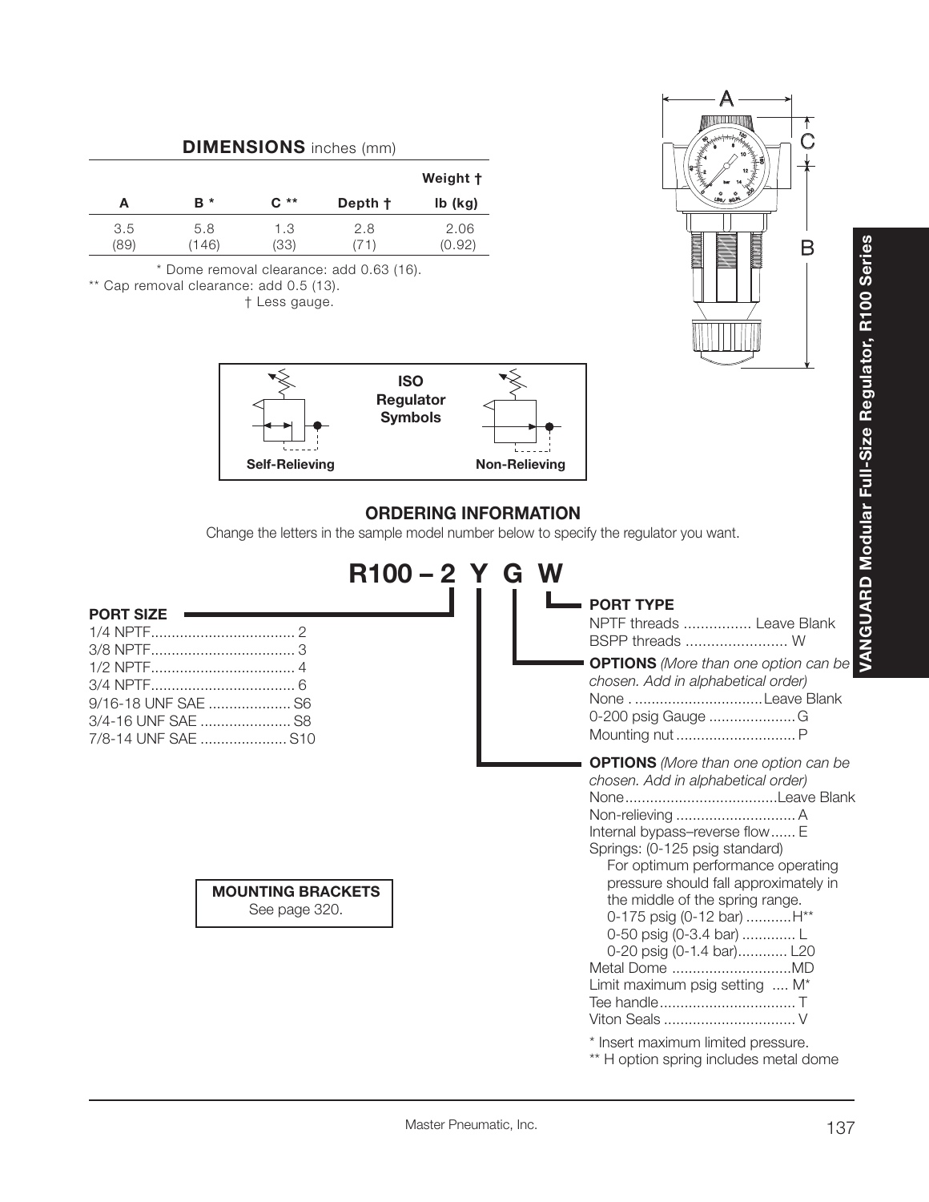## DIMENSIONS inches (mm)

| A | B * | C ** | Depth † | Weight † lb (kg) |
|---|---|---|---|---|
| 3.5 (89) | 5.8 (146) | 1.3 (33) | 2.8 (71) | 2.06 (0.92) |

* Dome removal clearance: add 0.63 (16).
** Cap removal clearance: add 0.5 (13).
† Less gauge.

A
B
C

**ISO Regulator Symbols**

Self-Relieving

Non-Relieving

## ORDERING INFORMATION

Change the letters in the sample model number below to specify the regulator you want.

**R100 – 2 Y G W**

**PORT SIZE**

- 1/4 NPTF.................................. 2
- 3/8 NPTF.................................. 3
- 1/2 NPTF.................................. 4
- 3/4 NPTF.................................. 6
- 9/16-18 UNF SAE .................... S6
- 3/4-16 UNF SAE ...................... S8
- 7/8-14 UNF SAE .................... S10

**PORT TYPE**

- NPTF threads ................ Leave Blank
- BSPP threads ........................ W

**OPTIONS** *(More than one option can be chosen. Add in alphabetical order)*

- None . ...............................Leave Blank
- 0-200 psig Gauge .....................G
- Mounting nut ............................. P

**OPTIONS** *(More than one option can be chosen. Add in alphabetical order)*

- None....................................Leave Blank
- Non-relieving ............................ A
- Internal bypass–reverse flow...... E
- Springs: (0-125 psig standard)
  For optimum performance operating pressure should fall approximately in the middle of the spring range.
  - 0-175 psig (0-12 bar) ...........H**
  - 0-50 psig (0-3.4 bar) ............. L
  - 0-20 psig (0-1.4 bar)............ L20
- Metal Dome ............................MD
- Limit maximum psig setting .... M*
- Tee handle................................ T
- Viton Seals ............................... V

* Insert maximum limited pressure.
** H option spring includes metal dome

**MOUNTING BRACKETS**
See page 320.